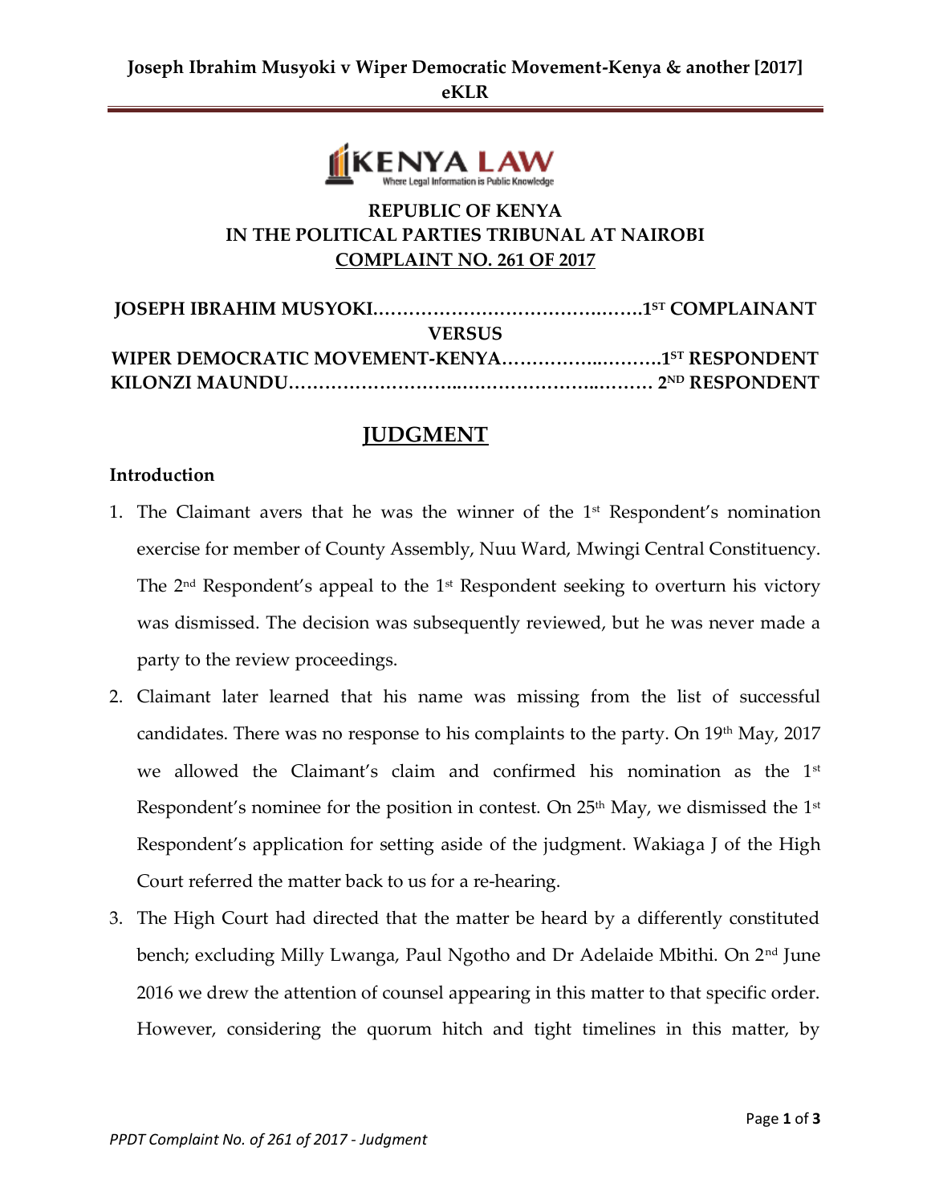REPUBLIC OF KENYA

IN THE POLITICAL PARTIES TRIBUNAL AT NAIROBI

COMPLAINT NO. 261 OF 2017

**JOSEPH IBRAHIM MUSYOKI……………………………………….1ST COMPLAINANT**

**VERSUS**

**WIPER DEMOCRATIC MOVEMENT-KENYA……………..……….1ST RESPONDENT**

**KILONZI MAUNDU………………………..………………..……… 2ND RESPONDENT**

## JUDGMENT

### Introduction

1. The Claimant avers that he was the winner of the 1st Respondent's nomination exercise for member of County Assembly, Nuu Ward, Mwingi Central Constituency. The 2nd Respondent's appeal to the 1st Respondent seeking to overturn his victory was dismissed. The decision was subsequently reviewed, but he was never made a party to the review proceedings.
2. Claimant later learned that his name was missing from the list of successful candidates. There was no response to his complaints to the party. On 19th May, 2017 we allowed the Claimant's claim and confirmed his nomination as the 1st Respondent's nominee for the position in contest. On 25th May, we dismissed the 1st Respondent's application for setting aside of the judgment. Wakiaga J of the High Court referred the matter back to us for a re-hearing.
3. The High Court had directed that the matter be heard by a differently constituted bench; excluding Milly Lwanga, Paul Ngotho and Dr Adelaide Mbithi. On 2nd June 2016 we drew the attention of counsel appearing in this matter to that specific order. However, considering the quorum hitch and tight timelines in this matter, by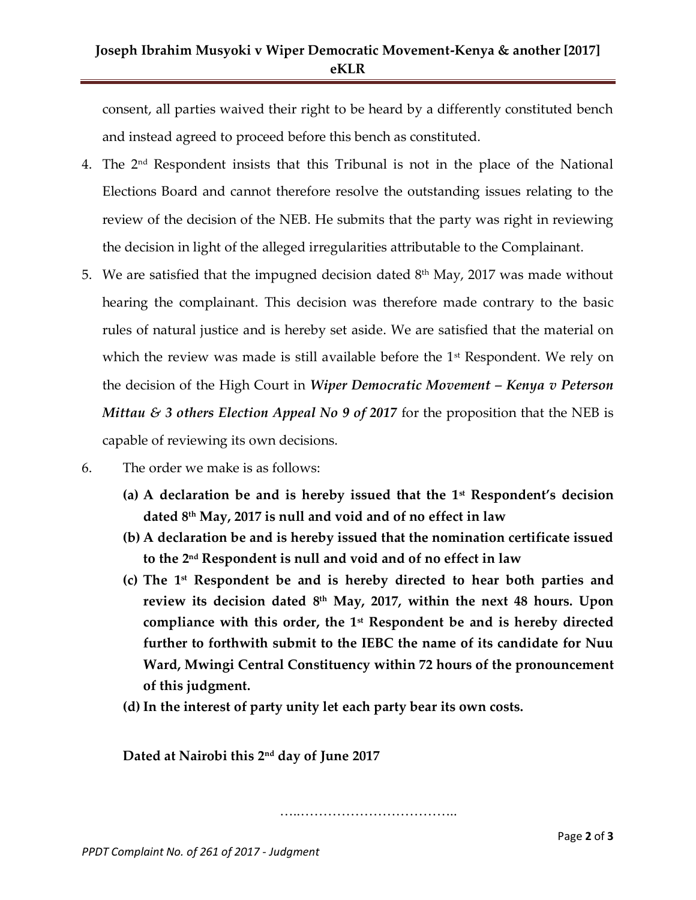consent, all parties waived their right to be heard by a differently constituted bench and instead agreed to proceed before this bench as constituted.

4. The 2nd Respondent insists that this Tribunal is not in the place of the National Elections Board and cannot therefore resolve the outstanding issues relating to the review of the decision of the NEB. He submits that the party was right in reviewing the decision in light of the alleged irregularities attributable to the Complainant.

5. We are satisfied that the impugned decision dated 8th May, 2017 was made without hearing the complainant. This decision was therefore made contrary to the basic rules of natural justice and is hereby set aside. We are satisfied that the material on which the review was made is still available before the 1st Respondent. We rely on the decision of the High Court in ***Wiper Democratic Movement – Kenya v Peterson Mittau & 3 others Election Appeal No 9 of 2017*** for the proposition that the NEB is capable of reviewing its own decisions.

6. The order we make is as follows:

   **(a) A declaration be and is hereby issued that the 1st Respondent's decision dated 8th May, 2017 is null and void and of no effect in law**

   **(b) A declaration be and is hereby issued that the nomination certificate issued to the 2nd Respondent is null and void and of no effect in law**

   **(c) The 1st Respondent be and is hereby directed to hear both parties and review its decision dated 8th May, 2017, within the next 48 hours. Upon compliance with this order, the 1st Respondent be and is hereby directed further to forthwith submit to the IEBC the name of its candidate for Nuu Ward, Mwingi Central Constituency within 72 hours of the pronouncement of this judgment.**

   **(d) In the interest of party unity let each party bear its own costs.**

**Dated at Nairobi this 2nd day of June 2017**

…..……………………………..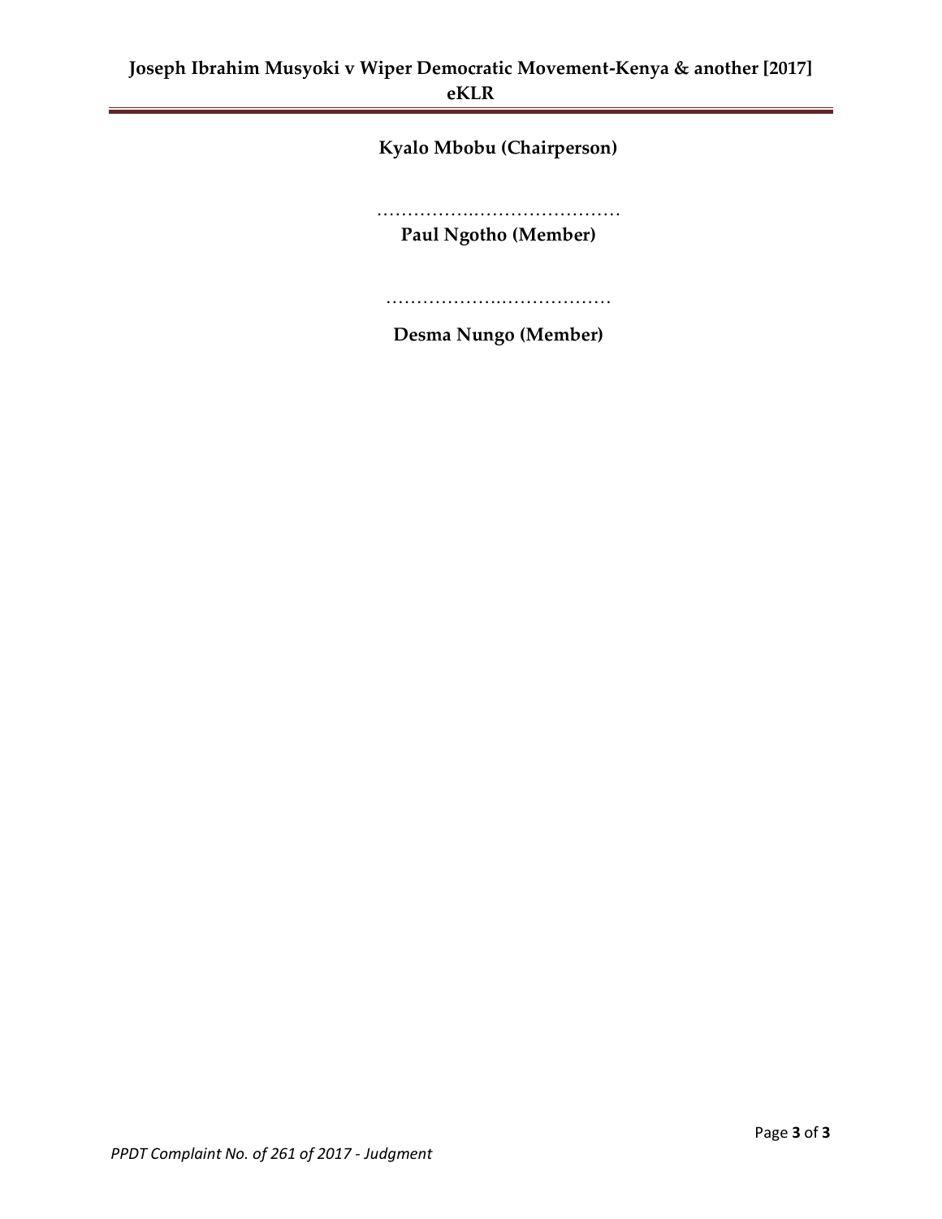**Kyalo Mbobu (Chairperson)**

……………..……………………

**Paul Ngotho (Member)**

………………..………………

**Desma Nungo (Member)**